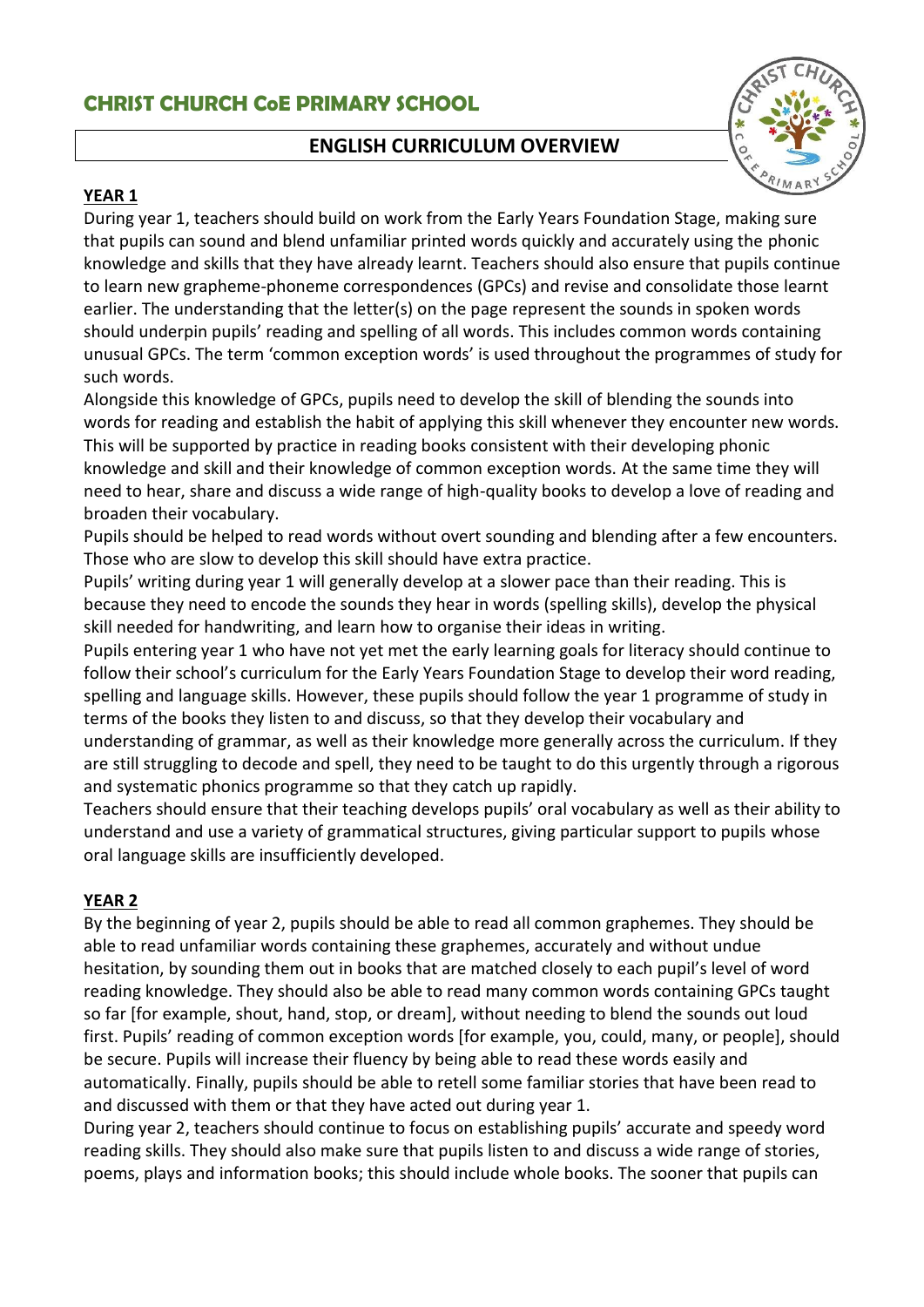# CHRIST CHURCH CoE PRIMARY SCHOOL

## ENGLISH CURRICULUM OVERVIEW

**YEAR 1**

During year 1, teachers should build on work from the Early Years Foundation Stage, making sure that pupils can sound and blend unfamiliar printed words quickly and accurately using the phonic knowledge and skills that they have already learnt. Teachers should also ensure that pupils continue to learn new grapheme-phoneme correspondences (GPCs) and revise and consolidate those learnt earlier. The understanding that the letter(s) on the page represent the sounds in spoken words should underpin pupils' reading and spelling of all words. This includes common words containing unusual GPCs. The term 'common exception words' is used throughout the programmes of study for such words.

Alongside this knowledge of GPCs, pupils need to develop the skill of blending the sounds into words for reading and establish the habit of applying this skill whenever they encounter new words. This will be supported by practice in reading books consistent with their developing phonic knowledge and skill and their knowledge of common exception words. At the same time they will need to hear, share and discuss a wide range of high-quality books to develop a love of reading and broaden their vocabulary.

Pupils should be helped to read words without overt sounding and blending after a few encounters. Those who are slow to develop this skill should have extra practice.

Pupils' writing during year 1 will generally develop at a slower pace than their reading. This is because they need to encode the sounds they hear in words (spelling skills), develop the physical skill needed for handwriting, and learn how to organise their ideas in writing.

Pupils entering year 1 who have not yet met the early learning goals for literacy should continue to follow their school's curriculum for the Early Years Foundation Stage to develop their word reading, spelling and language skills. However, these pupils should follow the year 1 programme of study in terms of the books they listen to and discuss, so that they develop their vocabulary and understanding of grammar, as well as their knowledge more generally across the curriculum. If they are still struggling to decode and spell, they need to be taught to do this urgently through a rigorous and systematic phonics programme so that they catch up rapidly.

Teachers should ensure that their teaching develops pupils' oral vocabulary as well as their ability to understand and use a variety of grammatical structures, giving particular support to pupils whose oral language skills are insufficiently developed.

**YEAR 2**

By the beginning of year 2, pupils should be able to read all common graphemes. They should be able to read unfamiliar words containing these graphemes, accurately and without undue hesitation, by sounding them out in books that are matched closely to each pupil's level of word reading knowledge. They should also be able to read many common words containing GPCs taught so far [for example, shout, hand, stop, or dream], without needing to blend the sounds out loud first. Pupils' reading of common exception words [for example, you, could, many, or people], should be secure. Pupils will increase their fluency by being able to read these words easily and automatically. Finally, pupils should be able to retell some familiar stories that have been read to and discussed with them or that they have acted out during year 1.

During year 2, teachers should continue to focus on establishing pupils' accurate and speedy word reading skills. They should also make sure that pupils listen to and discuss a wide range of stories, poems, plays and information books; this should include whole books. The sooner that pupils can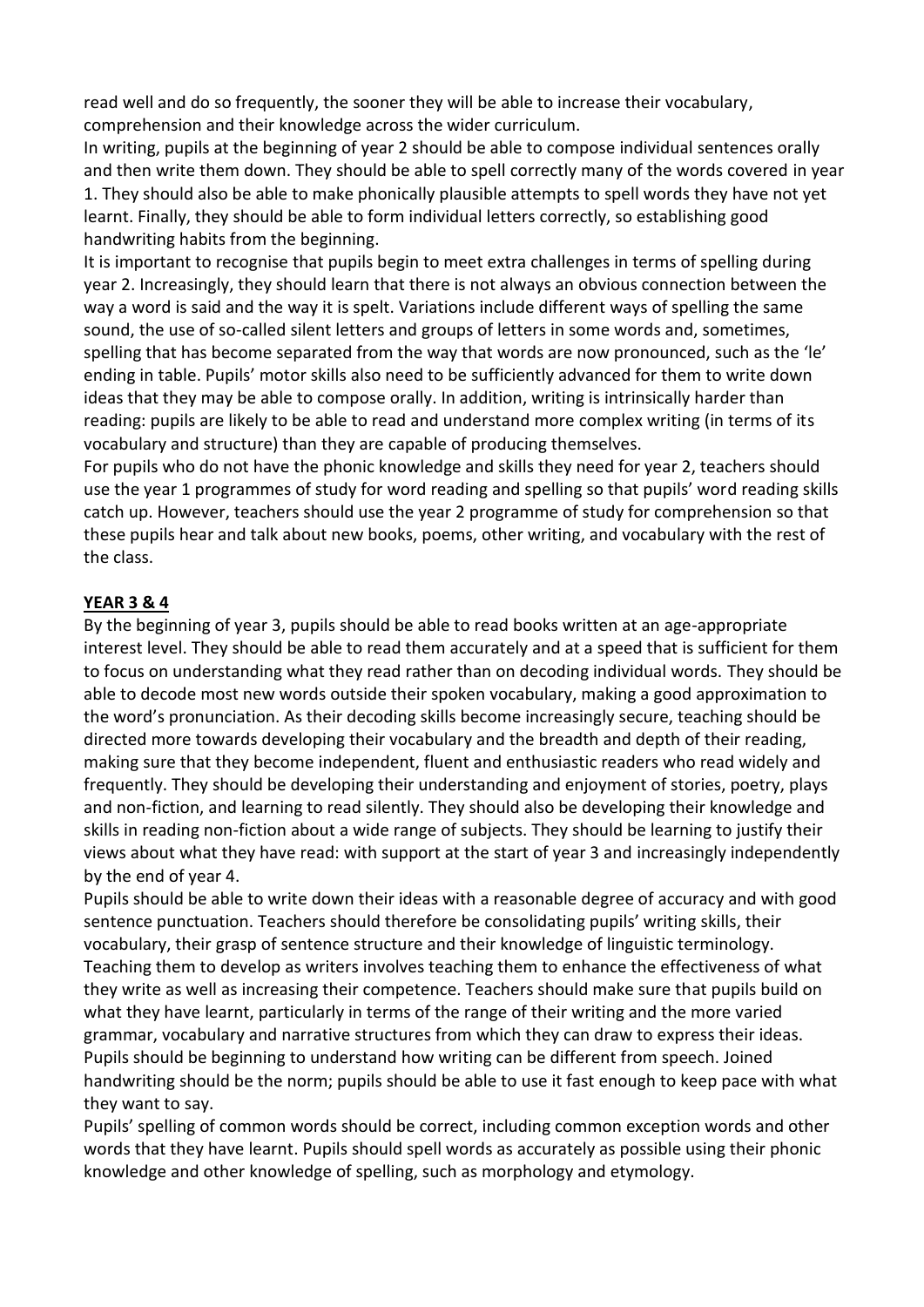read well and do so frequently, the sooner they will be able to increase their vocabulary, comprehension and their knowledge across the wider curriculum.

In writing, pupils at the beginning of year 2 should be able to compose individual sentences orally and then write them down. They should be able to spell correctly many of the words covered in year 1. They should also be able to make phonically plausible attempts to spell words they have not yet learnt. Finally, they should be able to form individual letters correctly, so establishing good handwriting habits from the beginning.

It is important to recognise that pupils begin to meet extra challenges in terms of spelling during year 2. Increasingly, they should learn that there is not always an obvious connection between the way a word is said and the way it is spelt. Variations include different ways of spelling the same sound, the use of so-called silent letters and groups of letters in some words and, sometimes, spelling that has become separated from the way that words are now pronounced, such as the 'le' ending in table. Pupils' motor skills also need to be sufficiently advanced for them to write down ideas that they may be able to compose orally. In addition, writing is intrinsically harder than reading: pupils are likely to be able to read and understand more complex writing (in terms of its vocabulary and structure) than they are capable of producing themselves.

For pupils who do not have the phonic knowledge and skills they need for year 2, teachers should use the year 1 programmes of study for word reading and spelling so that pupils' word reading skills catch up. However, teachers should use the year 2 programme of study for comprehension so that these pupils hear and talk about new books, poems, other writing, and vocabulary with the rest of the class.

## YEAR 3 & 4

By the beginning of year 3, pupils should be able to read books written at an age-appropriate interest level. They should be able to read them accurately and at a speed that is sufficient for them to focus on understanding what they read rather than on decoding individual words. They should be able to decode most new words outside their spoken vocabulary, making a good approximation to the word's pronunciation. As their decoding skills become increasingly secure, teaching should be directed more towards developing their vocabulary and the breadth and depth of their reading, making sure that they become independent, fluent and enthusiastic readers who read widely and frequently. They should be developing their understanding and enjoyment of stories, poetry, plays and non-fiction, and learning to read silently. They should also be developing their knowledge and skills in reading non-fiction about a wide range of subjects. They should be learning to justify their views about what they have read: with support at the start of year 3 and increasingly independently by the end of year 4.

Pupils should be able to write down their ideas with a reasonable degree of accuracy and with good sentence punctuation. Teachers should therefore be consolidating pupils' writing skills, their vocabulary, their grasp of sentence structure and their knowledge of linguistic terminology. Teaching them to develop as writers involves teaching them to enhance the effectiveness of what they write as well as increasing their competence. Teachers should make sure that pupils build on what they have learnt, particularly in terms of the range of their writing and the more varied grammar, vocabulary and narrative structures from which they can draw to express their ideas. Pupils should be beginning to understand how writing can be different from speech. Joined handwriting should be the norm; pupils should be able to use it fast enough to keep pace with what they want to say.

Pupils' spelling of common words should be correct, including common exception words and other words that they have learnt. Pupils should spell words as accurately as possible using their phonic knowledge and other knowledge of spelling, such as morphology and etymology.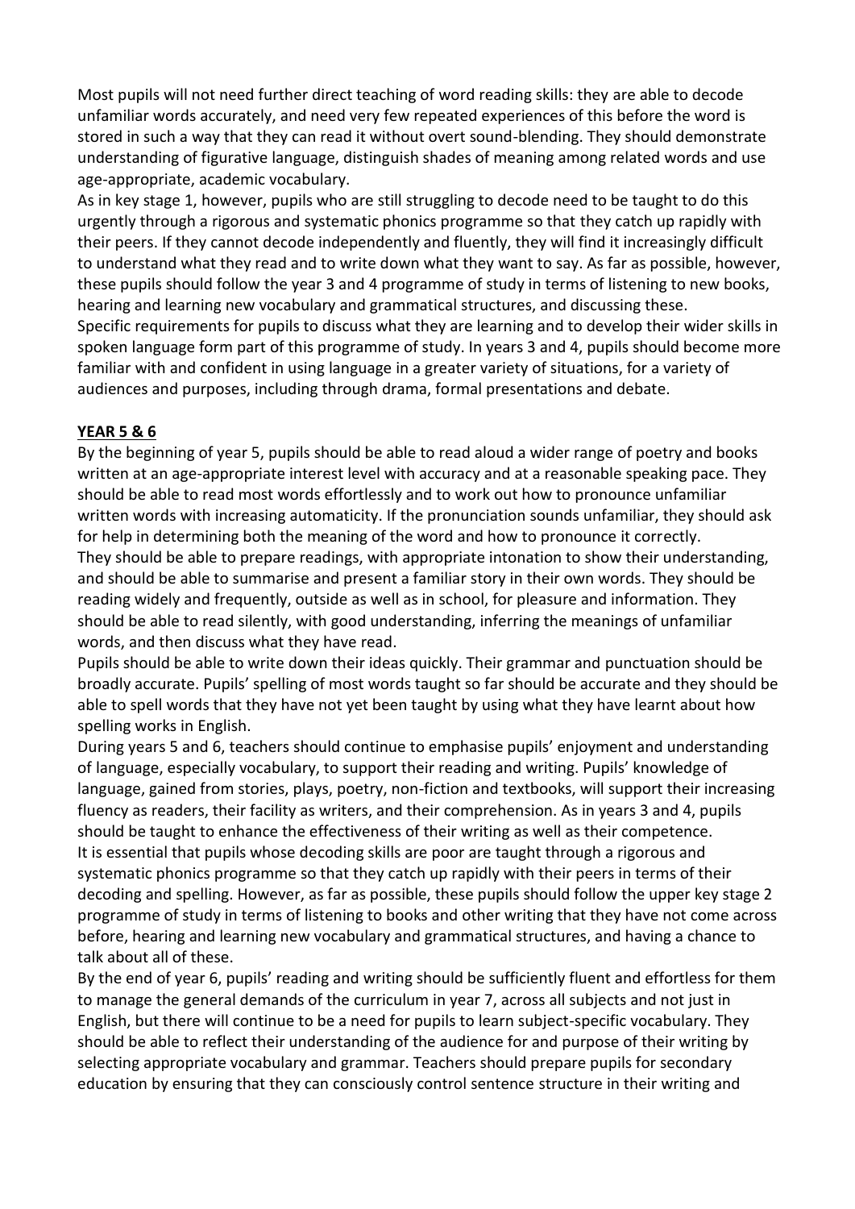Most pupils will not need further direct teaching of word reading skills: they are able to decode unfamiliar words accurately, and need very few repeated experiences of this before the word is stored in such a way that they can read it without overt sound-blending. They should demonstrate understanding of figurative language, distinguish shades of meaning among related words and use age-appropriate, academic vocabulary.

As in key stage 1, however, pupils who are still struggling to decode need to be taught to do this urgently through a rigorous and systematic phonics programme so that they catch up rapidly with their peers. If they cannot decode independently and fluently, they will find it increasingly difficult to understand what they read and to write down what they want to say. As far as possible, however, these pupils should follow the year 3 and 4 programme of study in terms of listening to new books, hearing and learning new vocabulary and grammatical structures, and discussing these.

Specific requirements for pupils to discuss what they are learning and to develop their wider skills in spoken language form part of this programme of study. In years 3 and 4, pupils should become more familiar with and confident in using language in a greater variety of situations, for a variety of audiences and purposes, including through drama, formal presentations and debate.

## YEAR 5 & 6

By the beginning of year 5, pupils should be able to read aloud a wider range of poetry and books written at an age-appropriate interest level with accuracy and at a reasonable speaking pace. They should be able to read most words effortlessly and to work out how to pronounce unfamiliar written words with increasing automaticity. If the pronunciation sounds unfamiliar, they should ask for help in determining both the meaning of the word and how to pronounce it correctly.

They should be able to prepare readings, with appropriate intonation to show their understanding, and should be able to summarise and present a familiar story in their own words. They should be reading widely and frequently, outside as well as in school, for pleasure and information. They should be able to read silently, with good understanding, inferring the meanings of unfamiliar words, and then discuss what they have read.

Pupils should be able to write down their ideas quickly. Their grammar and punctuation should be broadly accurate. Pupils' spelling of most words taught so far should be accurate and they should be able to spell words that they have not yet been taught by using what they have learnt about how spelling works in English.

During years 5 and 6, teachers should continue to emphasise pupils' enjoyment and understanding of language, especially vocabulary, to support their reading and writing. Pupils' knowledge of language, gained from stories, plays, poetry, non-fiction and textbooks, will support their increasing fluency as readers, their facility as writers, and their comprehension. As in years 3 and 4, pupils should be taught to enhance the effectiveness of their writing as well as their competence.

It is essential that pupils whose decoding skills are poor are taught through a rigorous and systematic phonics programme so that they catch up rapidly with their peers in terms of their decoding and spelling. However, as far as possible, these pupils should follow the upper key stage 2 programme of study in terms of listening to books and other writing that they have not come across before, hearing and learning new vocabulary and grammatical structures, and having a chance to talk about all of these.

By the end of year 6, pupils' reading and writing should be sufficiently fluent and effortless for them to manage the general demands of the curriculum in year 7, across all subjects and not just in English, but there will continue to be a need for pupils to learn subject-specific vocabulary. They should be able to reflect their understanding of the audience for and purpose of their writing by selecting appropriate vocabulary and grammar. Teachers should prepare pupils for secondary education by ensuring that they can consciously control sentence structure in their writing and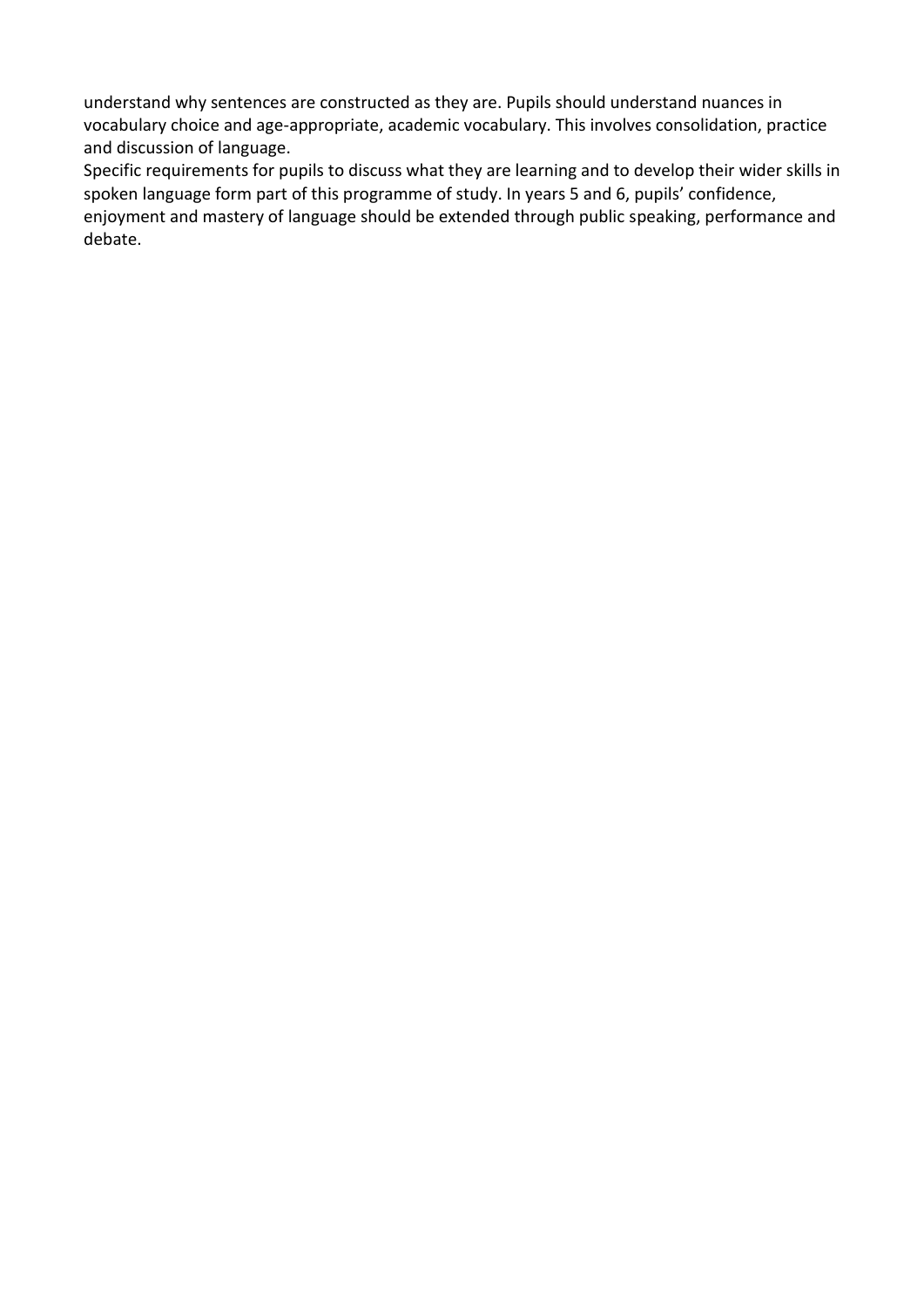understand why sentences are constructed as they are. Pupils should understand nuances in vocabulary choice and age-appropriate, academic vocabulary. This involves consolidation, practice and discussion of language.

Specific requirements for pupils to discuss what they are learning and to develop their wider skills in spoken language form part of this programme of study. In years 5 and 6, pupils' confidence, enjoyment and mastery of language should be extended through public speaking, performance and debate.